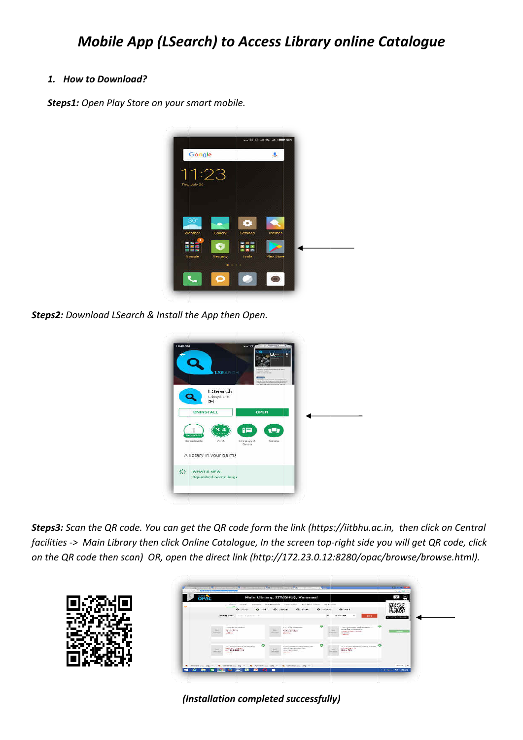# *Mobile App (LSearch) to Access Library online Catalogue*

1. ***How to Download?***

***Steps1:*** *Open Play Store on your smart mobile.*

***Steps2:*** *Download LSearch & Install the App then Open.*

***Steps3:*** *Scan the QR code. You can get the QR code form the link (https://iitbhu.ac.in, then click on Central facilities -> Main Library then click Online Catalogue, In the screen top-right side you will get QR code, click on the QR code then scan) OR, open the direct link (http://172.23.0.12:8280/opac/browse/browse.html).*

***(Installation completed successfully)***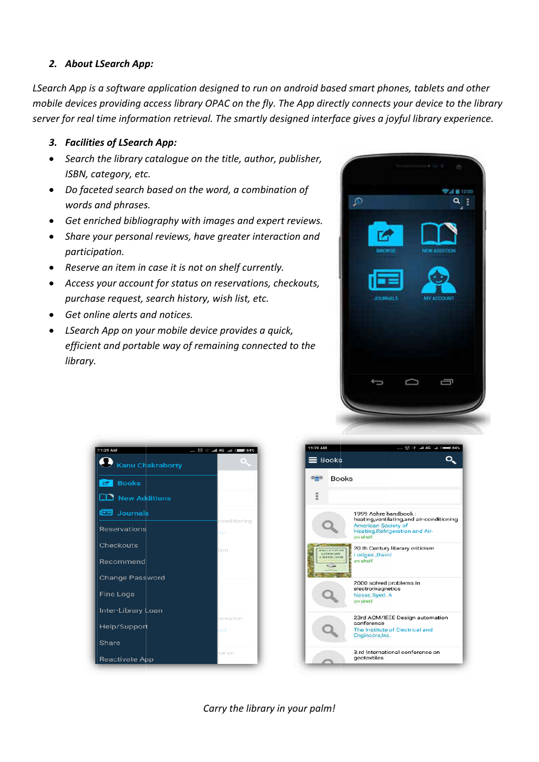## 2. *About LSearch App:*

*LSearch App is a software application designed to run on android based smart phones, tablets and other mobile devices providing access library OPAC on the fly. The App directly connects your device to the library server for real time information retrieval. The smartly designed interface gives a joyful library experience.*

## 3. *Facilities of LSearch App:*

- *Search the library catalogue on the title, author, publisher, ISBN, category, etc.*
- *Do faceted search based on the word, a combination of words and phrases.*
- *Get enriched bibliography with images and expert reviews.*
- *Share your personal reviews, have greater interaction and participation.*
- *Reserve an item in case it is not on shelf currently.*
- *Access your account for status on reservations, checkouts, purchase request, search history, wish list, etc.*
- *Get online alerts and notices.*
- *LSearch App on your mobile device provides a quick, efficient and portable way of remaining connected to the library.*

*Carry the library in your palm!*